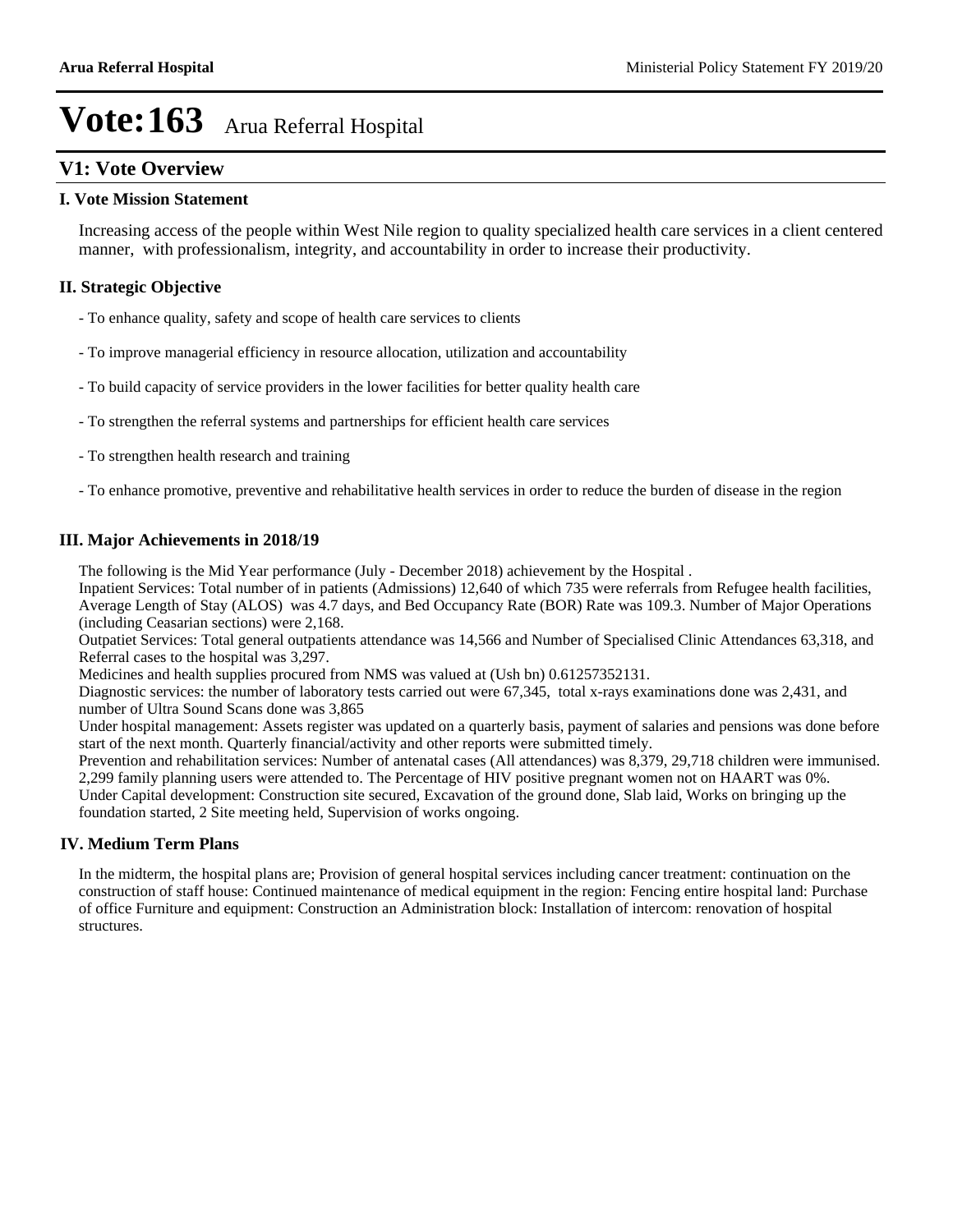# Vote:163 Arua Referral Hospital

## V1: Vote Overview

### I. Vote Mission Statement

Increasing access of the people within West Nile region to quality specialized health care services in a client centered manner, with professionalism, integrity, and accountability in order to increase their productivity.

### II. Strategic Objective

- To enhance quality, safety and scope of health care services to clients
- To improve managerial efficiency in resource allocation, utilization and accountability
- To build capacity of service providers in the lower facilities for better quality health care
- To strengthen the referral systems and partnerships for efficient health care services
- To strengthen health research and training
- To enhance promotive, preventive and rehabilitative health services in order to reduce the burden of disease in the region

### III. Major Achievements in 2018/19

The following is the Mid Year performance (July - December 2018) achievement by the Hospital .
Inpatient Services: Total number of in patients (Admissions) 12,640 of which 735 were referrals from Refugee health facilities, Average Length of Stay (ALOS) was 4.7 days, and Bed Occupancy Rate (BOR) Rate was 109.3. Number of Major Operations (including Ceasarian sections) were 2,168.
Outpatiet Services: Total general outpatients attendance was 14,566 and Number of Specialised Clinic Attendances 63,318, and Referral cases to the hospital was 3,297.
Medicines and health supplies procured from NMS was valued at (Ush bn) 0.61257352131.
Diagnostic services: the number of laboratory tests carried out were 67,345, total x-rays examinations done was 2,431, and number of Ultra Sound Scans done was 3,865
Under hospital management: Assets register was updated on a quarterly basis, payment of salaries and pensions was done before start of the next month. Quarterly financial/activity and other reports were submitted timely.
Prevention and rehabilitation services: Number of antenatal cases (All attendances) was 8,379, 29,718 children were immunised. 2,299 family planning users were attended to. The Percentage of HIV positive pregnant women not on HAART was 0%.
Under Capital development: Construction site secured, Excavation of the ground done, Slab laid, Works on bringing up the foundation started, 2 Site meeting held, Supervision of works ongoing.

### IV. Medium Term Plans

In the midterm, the hospital plans are; Provision of general hospital services including cancer treatment: continuation on the construction of staff house: Continued maintenance of medical equipment in the region: Fencing entire hospital land: Purchase of office Furniture and equipment: Construction an Administration block: Installation of intercom: renovation of hospital structures.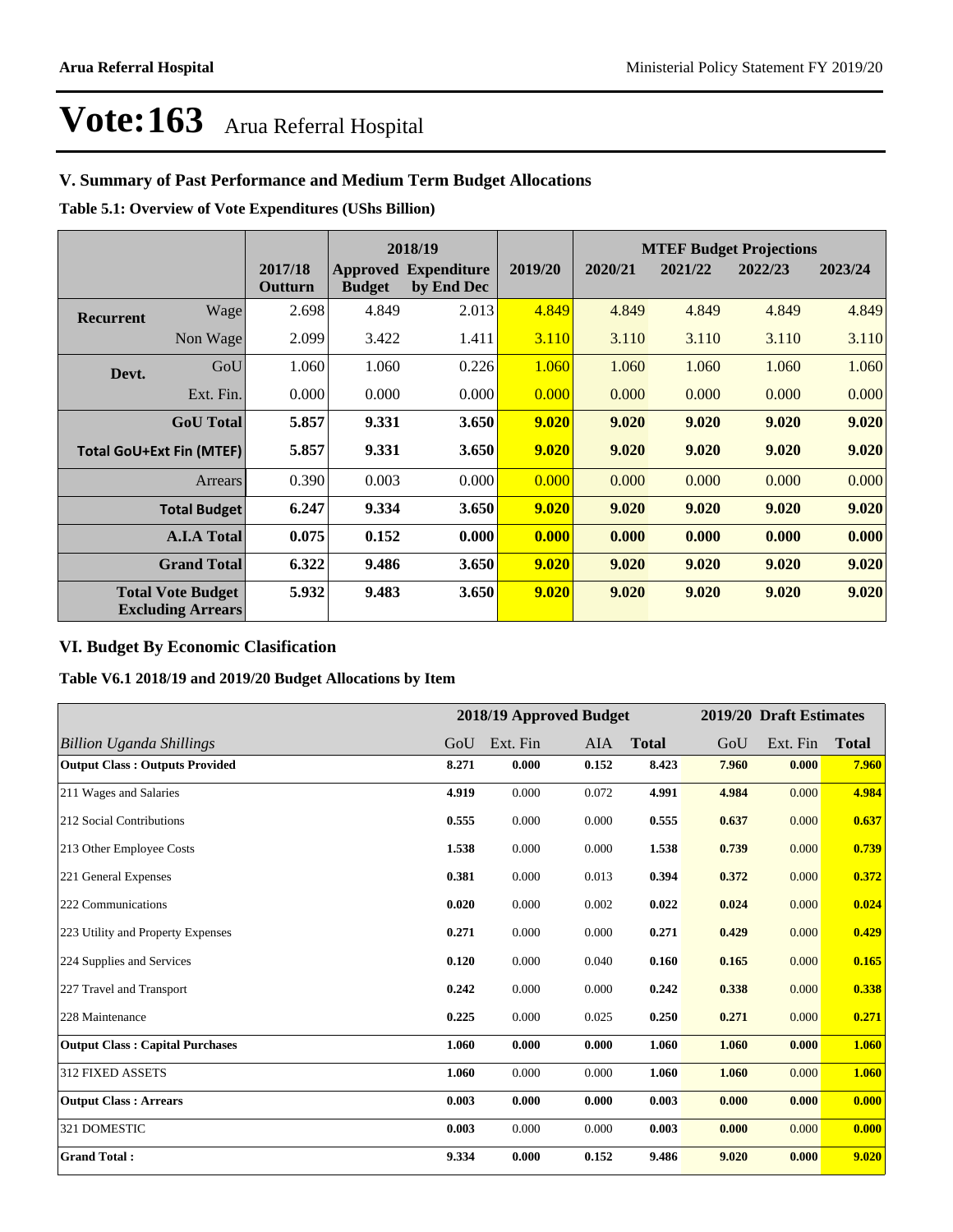# Vote:163 Arua Referral Hospital

## V. Summary of Past Performance and Medium Term Budget Allocations

**Table 5.1: Overview of Vote Expenditures (UShs Billion)**

| | | | 2018/19 | | | MTEF Budget Projections | | | |
|---|---|---|---|---|---|---|---|---|---|
| | | 2017/18 Outturn | Approved Budget | Expenditure by End Dec | 2019/20 | 2020/21 | 2021/22 | 2022/23 | 2023/24 |
| Recurrent | Wage | 2.698 | 4.849 | 2.013 | 4.849 | 4.849 | 4.849 | 4.849 | 4.849 |
| | Non Wage | 2.099 | 3.422 | 1.411 | 3.110 | 3.110 | 3.110 | 3.110 | 3.110 |
| Devt. | GoU | 1.060 | 1.060 | 0.226 | 1.060 | 1.060 | 1.060 | 1.060 | 1.060 |
| | Ext. Fin. | 0.000 | 0.000 | 0.000 | 0.000 | 0.000 | 0.000 | 0.000 | 0.000 |
| | **GoU Total** | **5.857** | **9.331** | **3.650** | **9.020** | **9.020** | **9.020** | **9.020** | **9.020** |
| | **Total GoU+Ext Fin (MTEF)** | **5.857** | **9.331** | **3.650** | **9.020** | **9.020** | **9.020** | **9.020** | **9.020** |
| | Arrears | 0.390 | 0.003 | 0.000 | 0.000 | 0.000 | 0.000 | 0.000 | 0.000 |
| | **Total Budget** | **6.247** | **9.334** | **3.650** | **9.020** | **9.020** | **9.020** | **9.020** | **9.020** |
| | **A.I.A Total** | **0.075** | **0.152** | **0.000** | **0.000** | **0.000** | **0.000** | **0.000** | **0.000** |
| | **Grand Total** | **6.322** | **9.486** | **3.650** | **9.020** | **9.020** | **9.020** | **9.020** | **9.020** |
| | **Total Vote Budget Excluding Arrears** | **5.932** | **9.483** | **3.650** | **9.020** | **9.020** | **9.020** | **9.020** | **9.020** |

## VI. Budget By Economic Clasification

**Table V6.1 2018/19 and 2019/20 Budget Allocations by Item**

| | 2018/19 Approved Budget | | | | 2019/20 Draft Estimates | | |
|---|---|---|---|---|---|---|---|
| *Billion Uganda Shillings* | GoU | Ext. Fin | AIA | **Total** | GoU | Ext. Fin | **Total** |
| **Output Class : Outputs Provided** | **8.271** | **0.000** | **0.152** | **8.423** | **7.960** | **0.000** | **7.960** |
| 211 Wages and Salaries | **4.919** | 0.000 | 0.072 | **4.991** | **4.984** | 0.000 | **4.984** |
| 212 Social Contributions | **0.555** | 0.000 | 0.000 | **0.555** | **0.637** | 0.000 | **0.637** |
| 213 Other Employee Costs | **1.538** | 0.000 | 0.000 | **1.538** | **0.739** | 0.000 | **0.739** |
| 221 General Expenses | **0.381** | 0.000 | 0.013 | **0.394** | **0.372** | 0.000 | **0.372** |
| 222 Communications | **0.020** | 0.000 | 0.002 | **0.022** | **0.024** | 0.000 | **0.024** |
| 223 Utility and Property Expenses | **0.271** | 0.000 | 0.000 | **0.271** | **0.429** | 0.000 | **0.429** |
| 224 Supplies and Services | **0.120** | 0.000 | 0.040 | **0.160** | **0.165** | 0.000 | **0.165** |
| 227 Travel and Transport | **0.242** | 0.000 | 0.000 | **0.242** | **0.338** | 0.000 | **0.338** |
| 228 Maintenance | **0.225** | 0.000 | 0.025 | **0.250** | **0.271** | 0.000 | **0.271** |
| **Output Class : Capital Purchases** | **1.060** | **0.000** | **0.000** | **1.060** | **1.060** | **0.000** | **1.060** |
| 312 FIXED ASSETS | **1.060** | 0.000 | 0.000 | **1.060** | **1.060** | 0.000 | **1.060** |
| **Output Class : Arrears** | **0.003** | **0.000** | **0.000** | **0.003** | **0.000** | **0.000** | **0.000** |
| 321 DOMESTIC | **0.003** | 0.000 | 0.000 | **0.003** | **0.000** | 0.000 | **0.000** |
| **Grand Total :** | **9.334** | **0.000** | **0.152** | **9.486** | **9.020** | **0.000** | **9.020** |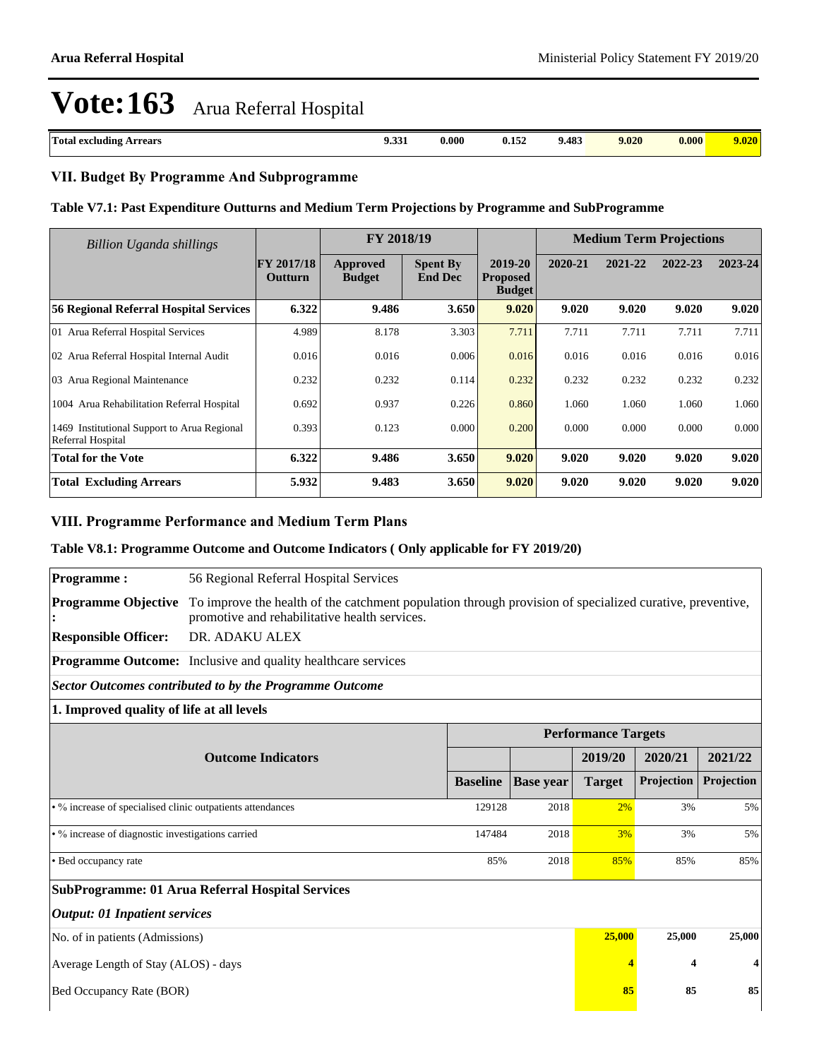# Vote:163 Arua Referral Hospital

| Total excluding Arrears | 9.331 | 0.000 | 0.152 | 9.483 | 9.020 | 0.000 | 9.020 |
|---|---|---|---|---|---|---|---|

## VII. Budget By Programme And Subprogramme

### Table V7.1: Past Expenditure Outturns and Medium Term Projections by Programme and SubProgramme

| *Billion Uganda shillings* | FY 2017/18 Outturn | FY 2018/19 | | 2019-20 Proposed Budget | Medium Term Projections | | | |
|---|---|---|---|---|---|---|---|---|
| | | Approved Budget | Spent By End Dec | | 2020-21 | 2021-22 | 2022-23 | 2023-24 |
| **56 Regional Referral Hospital Services** | **6.322** | **9.486** | **3.650** | **9.020** | **9.020** | **9.020** | **9.020** | **9.020** |
| 01 Arua Referral Hospital Services | 4.989 | 8.178 | 3.303 | 7.711 | 7.711 | 7.711 | 7.711 | 7.711 |
| 02 Arua Referral Hospital Internal Audit | 0.016 | 0.016 | 0.006 | 0.016 | 0.016 | 0.016 | 0.016 | 0.016 |
| 03 Arua Regional Maintenance | 0.232 | 0.232 | 0.114 | 0.232 | 0.232 | 0.232 | 0.232 | 0.232 |
| 1004 Arua Rehabilitation Referral Hospital | 0.692 | 0.937 | 0.226 | 0.860 | 1.060 | 1.060 | 1.060 | 1.060 |
| 1469 Institutional Support to Arua Regional Referral Hospital | 0.393 | 0.123 | 0.000 | 0.200 | 0.000 | 0.000 | 0.000 | 0.000 |
| **Total for the Vote** | **6.322** | **9.486** | **3.650** | **9.020** | **9.020** | **9.020** | **9.020** | **9.020** |
| **Total Excluding Arrears** | **5.932** | **9.483** | **3.650** | **9.020** | **9.020** | **9.020** | **9.020** | **9.020** |

## VIII. Programme Performance and Medium Term Plans

### Table V8.1: Programme Outcome and Outcome Indicators ( Only applicable for FY 2019/20)

**Programme :** 56 Regional Referral Hospital Services

**Programme Objective :** To improve the health of the catchment population through provision of specialized curative, preventive, promotive and rehabilitative health services.

**Responsible Officer:** DR. ADAKU ALEX

**Programme Outcome:** Inclusive and quality healthcare services

***Sector Outcomes contributed to by the Programme Outcome***

**1. Improved quality of life at all levels**

| Outcome Indicators | Performance Targets | | | | |
|---|---|---|---|---|---|
| | | | 2019/20 | 2020/21 | 2021/22 |
| | Baseline | Base year | Target | Projection | Projection |
| • % increase of specialised clinic outpatients attendances | 129128 | 2018 | 2% | 3% | 5% |
| • % increase of diagnostic investigations carried | 147484 | 2018 | 3% | 3% | 5% |
| • Bed occupancy rate | 85% | 2018 | 85% | 85% | 85% |

**SubProgramme: 01 Arua Referral Hospital Services**

***Output: 01 Inpatient services***

| | 2019/20 | 2020/21 | 2021/22 |
|---|---|---|---|
| No. of in patients (Admissions) | 25,000 | 25,000 | 25,000 |
| Average Length of Stay (ALOS) - days | 4 | 4 | 4 |
| Bed Occupancy Rate (BOR) | 85 | 85 | 85 |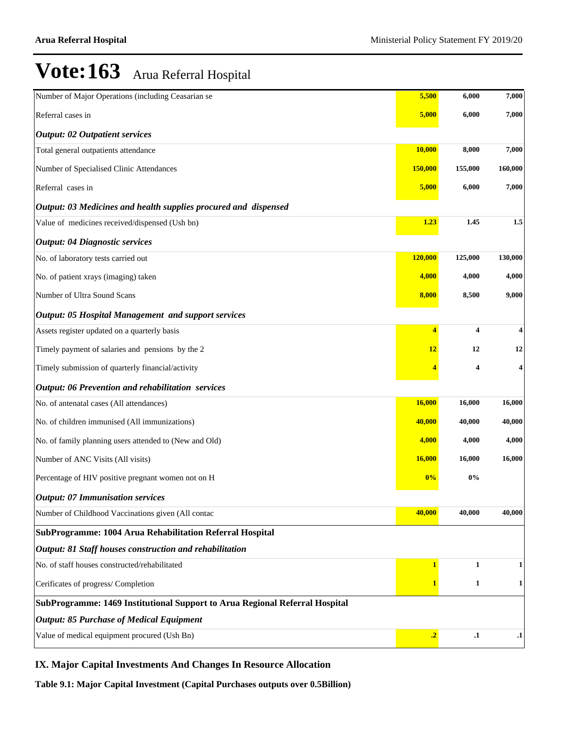# Vote:163 Arua Referral Hospital

| | | | |
|---|---|---|---|
| Number of Major Operations (including Ceasarian se | **5,500** | **6,000** | **7,000** |
| Referral cases in | **5,000** | **6,000** | **7,000** |
| ***Output: 02 Outpatient services*** | | | |
| Total general outpatients attendance | **10,000** | **8,000** | **7,000** |
| Number of Specialised Clinic Attendances | **150,000** | **155,000** | **160,000** |
| Referral cases in | **5,000** | **6,000** | **7,000** |
| ***Output: 03 Medicines and health supplies procured and dispensed*** | | | |
| Value of medicines received/dispensed (Ush bn) | **1.23** | **1.45** | **1.5** |
| ***Output: 04 Diagnostic services*** | | | |
| No. of laboratory tests carried out | **120,000** | **125,000** | **130,000** |
| No. of patient xrays (imaging) taken | **4,000** | **4,000** | **4,000** |
| Number of Ultra Sound Scans | **8,000** | **8,500** | **9,000** |
| ***Output: 05 Hospital Management and support services*** | | | |
| Assets register updated on a quarterly basis | **4** | **4** | **4** |
| Timely payment of salaries and pensions by the 2 | **12** | **12** | **12** |
| Timely submission of quarterly financial/activity | **4** | **4** | **4** |
| ***Output: 06 Prevention and rehabilitation services*** | | | |
| No. of antenatal cases (All attendances) | **16,000** | **16,000** | **16,000** |
| No. of children immunised (All immunizations) | **40,000** | **40,000** | **40,000** |
| No. of family planning users attended to (New and Old) | **4,000** | **4,000** | **4,000** |
| Number of ANC Visits (All visits) | **16,000** | **16,000** | **16,000** |
| Percentage of HIV positive pregnant women not on H | **0%** | **0%** | |
| ***Output: 07 Immunisation services*** | | | |
| Number of Childhood Vaccinations given (All contac | **40,000** | **40,000** | **40,000** |
| **SubProgramme: 1004 Arua Rehabilitation Referral Hospital** | | | |
| ***Output: 81 Staff houses construction and rehabilitation*** | | | |
| No. of staff houses constructed/rehabilitated | **1** | **1** | **1** |
| Cerificates of progress/ Completion | **1** | **1** | **1** |
| **SubProgramme: 1469 Institutional Support to Arua Regional Referral Hospital** | | | |
| ***Output: 85 Purchase of Medical Equipment*** | | | |
| Value of medical equipment procured (Ush Bn) | **.2** | **.1** | **.1** |

## IX. Major Capital Investments And Changes In Resource Allocation

**Table 9.1: Major Capital Investment (Capital Purchases outputs over 0.5Billion)**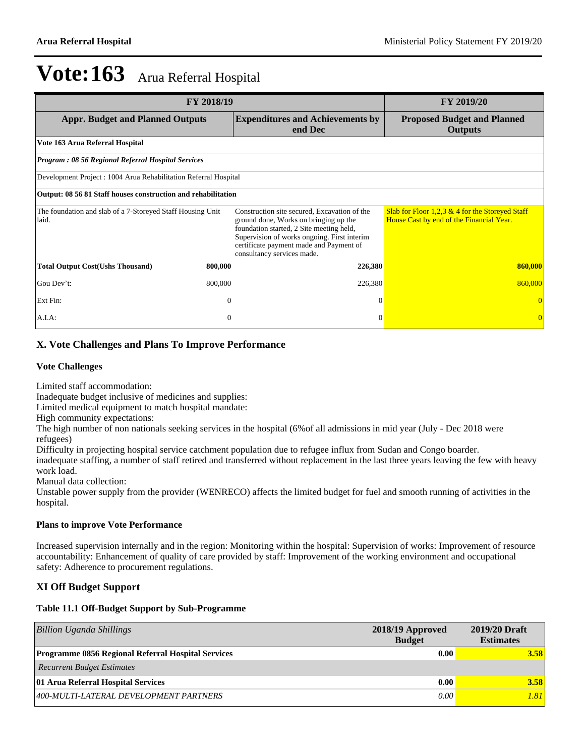# Vote:163 Arua Referral Hospital

| FY 2018/19 | | | FY 2019/20 |
|---|---|---|---|
| **Appr. Budget and Planned Outputs** | | **Expenditures and Achievements by end Dec** | **Proposed Budget and Planned Outputs** |
| **Vote 163 Arua Referral Hospital** | | | |
| ***Program : 08 56 Regional Referral Hospital Services*** | | | |
| Development Project : 1004 Arua Rehabilitation Referral Hospital | | | |
| **Output: 08 56 81 Staff houses construction and rehabilitation** | | | |
| The foundation and slab of a 7-Storeyed Staff Housing Unit laid. | | Construction site secured, Excavation of the ground done, Works on bringing up the foundation started, 2 Site meeting held, Supervision of works ongoing. First interim certificate payment made and Payment of consultancy services made. | Slab for Floor 1,2,3 & 4 for the Storeyed Staff House Cast by end of the Financial Year. |
| **Total Output Cost(Ushs Thousand)** | **800,000** | **226,380** | **860,000** |
| Gou Dev't: | 800,000 | 226,380 | 860,000 |
| Ext Fin: | 0 | 0 | 0 |
| A.I.A: | 0 | 0 | 0 |

## X. Vote Challenges and Plans To Improve Performance

### Vote Challenges

Limited staff accommodation:
Inadequate budget inclusive of medicines and supplies:
Limited medical equipment to match hospital mandate:
High community expectations:
The high number of non nationals seeking services in the hospital (6%of all admissions in mid year (July - Dec 2018 were refugees)
Difficulty in projecting hospital service catchment population due to refugee influx from Sudan and Congo boarder.
inadequate staffing, a number of staff retired and transferred without replacement in the last three years leaving the few with heavy work load.
Manual data collection:
Unstable power supply from the provider (WENRECO) affects the limited budget for fuel and smooth running of activities in the hospital.

### Plans to improve Vote Performance

Increased supervision internally and in the region: Monitoring within the hospital: Supervision of works: Improvement of resource accountability: Enhancement of quality of care provided by staff: Improvement of the working environment and occupational safety: Adherence to procurement regulations.

## XI Off Budget Support

### Table 11.1 Off-Budget Support by Sub-Programme

| *Billion Uganda Shillings* | 2018/19 Approved Budget | 2019/20 Draft Estimates |
|---|---|---|
| **Programme 0856 Regional Referral Hospital Services** | **0.00** | **3.58** |
| *Recurrent Budget Estimates* | | |
| **01 Arua Referral Hospital Services** | **0.00** | **3.58** |
| *400-MULTI-LATERAL DEVELOPMENT PARTNERS* | *0.00* | *1.81* |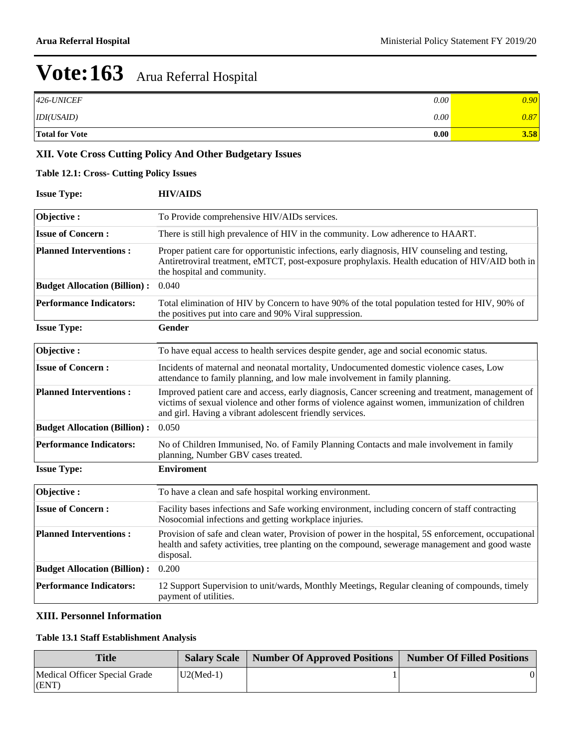# Vote:163 Arua Referral Hospital

| | | |
|---|---|---|
| *426-UNICEF* | *0.00* | *0.90* |
| *IDI(USAID)* | *0.00* | *0.87* |
| **Total for Vote** | **0.00** | **3.58** |

### XII. Vote Cross Cutting Policy And Other Budgetary Issues

**Table 12.1: Cross- Cutting Policy Issues**

**Issue Type:** **HIV/AIDS**

| | |
|---|---|
| **Objective :** | To Provide comprehensive HIV/AIDs services. |
| **Issue of Concern :** | There is still high prevalence of HIV in the community. Low adherence to HAART. |
| **Planned Interventions :** | Proper patient care for opportunistic infections, early diagnosis, HIV counseling and testing, Antiretroviral treatment, eMTCT, post-exposure prophylaxis. Health education of HIV/AID both in the hospital and community. |
| **Budget Allocation (Billion) :** | 0.040 |
| **Performance Indicators:** | Total elimination of HIV by Concern to have 90% of the total population tested for HIV, 90% of the positives put into care and 90% Viral suppression. |

**Issue Type:** **Gender**

| | |
|---|---|
| **Objective :** | To have equal access to health services despite gender, age and social economic status. |
| **Issue of Concern :** | Incidents of maternal and neonatal mortality, Undocumented domestic violence cases, Low attendance to family planning, and low male involvement in family planning. |
| **Planned Interventions :** | Improved patient care and access, early diagnosis, Cancer screening and treatment, management of victims of sexual violence and other forms of violence against women, immunization of children and girl. Having a vibrant adolescent friendly services. |
| **Budget Allocation (Billion) :** | 0.050 |
| **Performance Indicators:** | No of Children Immunised, No. of Family Planning Contacts and male involvement in family planning, Number GBV cases treated. |

**Issue Type:** **Enviroment**

| | |
|---|---|
| **Objective :** | To have a clean and safe hospital working environment. |
| **Issue of Concern :** | Facility bases infections and Safe working environment, including concern of staff contracting Nosocomial infections and getting workplace injuries. |
| **Planned Interventions :** | Provision of safe and clean water, Provision of power in the hospital, 5S enforcement, occupational health and safety activities, tree planting on the compound, sewerage management and good waste disposal. |
| **Budget Allocation (Billion) :** | 0.200 |
| **Performance Indicators:** | 12 Support Supervision to unit/wards, Monthly Meetings, Regular cleaning of compounds, timely payment of utilities. |

### XIII. Personnel Information

**Table 13.1 Staff Establishment Analysis**

| Title | Salary Scale | Number Of Approved Positions | Number Of Filled Positions |
|---|---|---|---|
| Medical Officer Special Grade (ENT) | U2(Med-1) | 1 | 0 |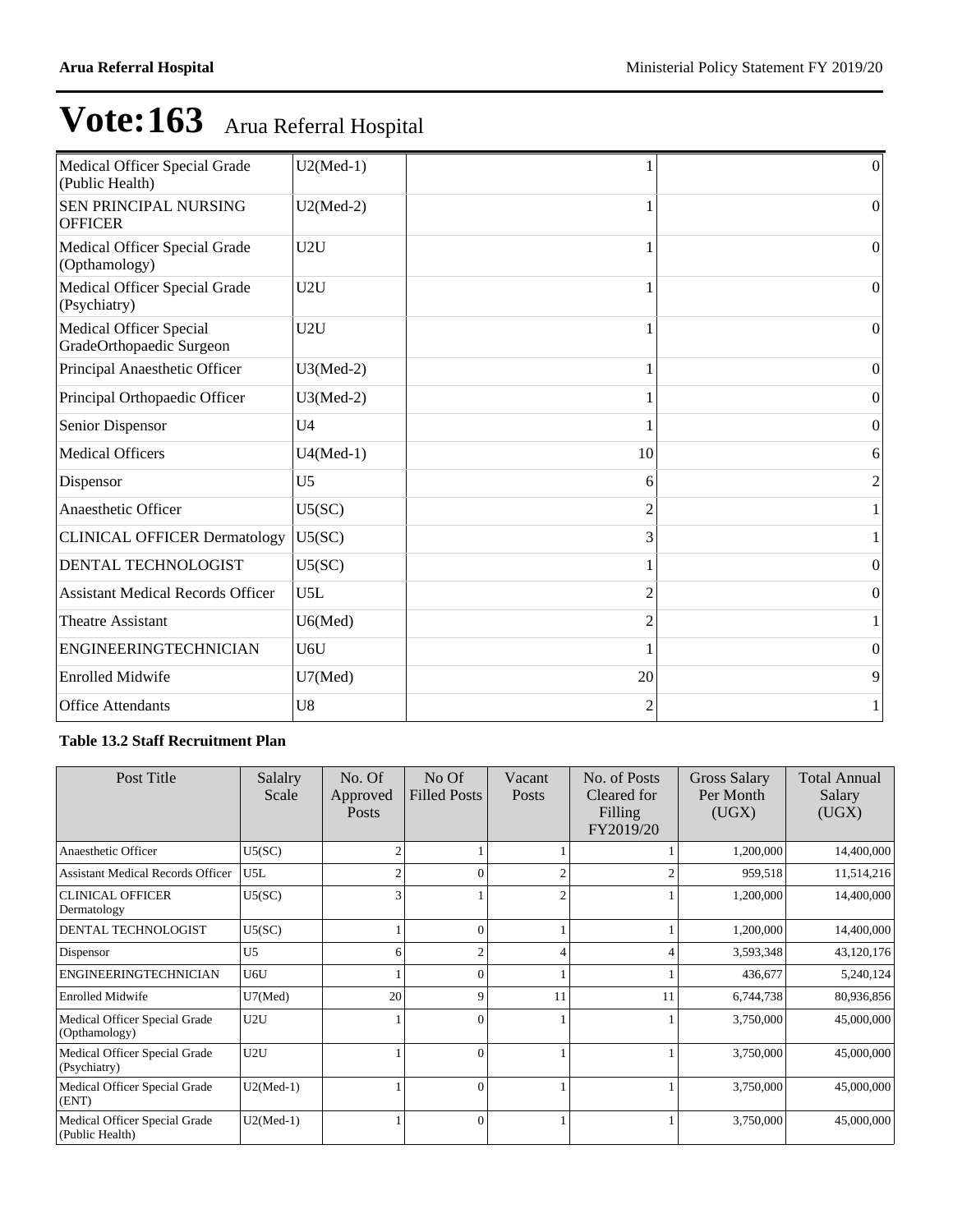# Vote:163 Arua Referral Hospital

| | | | |
|---|---|---|---|
| Medical Officer Special Grade (Public Health) | U2(Med-1) | 1 | 0 |
| SEN PRINCIPAL NURSING OFFICER | U2(Med-2) | 1 | 0 |
| Medical Officer Special Grade (Opthamology) | U2U | 1 | 0 |
| Medical Officer Special Grade (Psychiatry) | U2U | 1 | 0 |
| Medical Officer Special GradeOrthopaedic Surgeon | U2U | 1 | 0 |
| Principal Anaesthetic Officer | U3(Med-2) | 1 | 0 |
| Principal Orthopaedic Officer | U3(Med-2) | 1 | 0 |
| Senior Dispensor | U4 | 1 | 0 |
| Medical Officers | U4(Med-1) | 10 | 6 |
| Dispensor | U5 | 6 | 2 |
| Anaesthetic Officer | U5(SC) | 2 | 1 |
| CLINICAL OFFICER Dermatology | U5(SC) | 3 | 1 |
| DENTAL TECHNOLOGIST | U5(SC) | 1 | 0 |
| Assistant Medical Records Officer | U5L | 2 | 0 |
| Theatre Assistant | U6(Med) | 2 | 1 |
| ENGINEERINGTECHNICIAN | U6U | 1 | 0 |
| Enrolled Midwife | U7(Med) | 20 | 9 |
| Office Attendants | U8 | 2 | 1 |

**Table 13.2 Staff Recruitment Plan**

| Post Title | Salalry Scale | No. Of Approved Posts | No Of Filled Posts | Vacant Posts | No. of Posts Cleared for Filling FY2019/20 | Gross Salary Per Month (UGX) | Total Annual Salary (UGX) |
|---|---|---|---|---|---|---|---|
| Anaesthetic Officer | U5(SC) | 2 | 1 | 1 | 1 | 1,200,000 | 14,400,000 |
| Assistant Medical Records Officer | U5L | 2 | 0 | 2 | 2 | 959,518 | 11,514,216 |
| CLINICAL OFFICER Dermatology | U5(SC) | 3 | 1 | 2 | 1 | 1,200,000 | 14,400,000 |
| DENTAL TECHNOLOGIST | U5(SC) | 1 | 0 | 1 | 1 | 1,200,000 | 14,400,000 |
| Dispensor | U5 | 6 | 2 | 4 | 4 | 3,593,348 | 43,120,176 |
| ENGINEERINGTECHNICIAN | U6U | 1 | 0 | 1 | 1 | 436,677 | 5,240,124 |
| Enrolled Midwife | U7(Med) | 20 | 9 | 11 | 11 | 6,744,738 | 80,936,856 |
| Medical Officer Special Grade (Opthamology) | U2U | 1 | 0 | 1 | 1 | 3,750,000 | 45,000,000 |
| Medical Officer Special Grade (Psychiatry) | U2U | 1 | 0 | 1 | 1 | 3,750,000 | 45,000,000 |
| Medical Officer Special Grade (ENT) | U2(Med-1) | 1 | 0 | 1 | 1 | 3,750,000 | 45,000,000 |
| Medical Officer Special Grade (Public Health) | U2(Med-1) | 1 | 0 | 1 | 1 | 3,750,000 | 45,000,000 |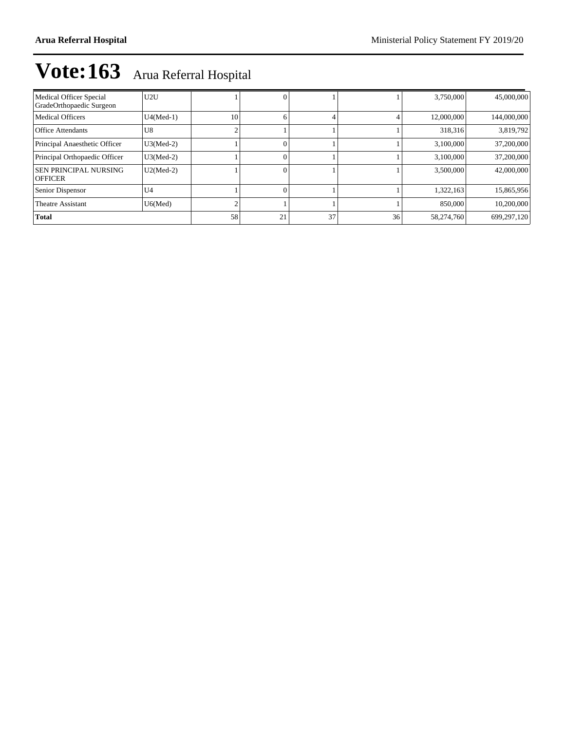# Vote:163 Arua Referral Hospital

| | | | | | | | |
|---|---|---|---|---|---|---|---|
| Medical Officer Special GradeOrthopaedic Surgeon | U2U | 1 | 0 | 1 | 1 | 3,750,000 | 45,000,000 |
| Medical Officers | U4(Med-1) | 10 | 6 | 4 | 4 | 12,000,000 | 144,000,000 |
| Office Attendants | U8 | 2 | 1 | 1 | 1 | 318,316 | 3,819,792 |
| Principal Anaesthetic Officer | U3(Med-2) | 1 | 0 | 1 | 1 | 3,100,000 | 37,200,000 |
| Principal Orthopaedic Officer | U3(Med-2) | 1 | 0 | 1 | 1 | 3,100,000 | 37,200,000 |
| SEN PRINCIPAL NURSING OFFICER | U2(Med-2) | 1 | 0 | 1 | 1 | 3,500,000 | 42,000,000 |
| Senior Dispensor | U4 | 1 | 0 | 1 | 1 | 1,322,163 | 15,865,956 |
| Theatre Assistant | U6(Med) | 2 | 1 | 1 | 1 | 850,000 | 10,200,000 |
| **Total** | | 58 | 21 | 37 | 36 | 58,274,760 | 699,297,120 |